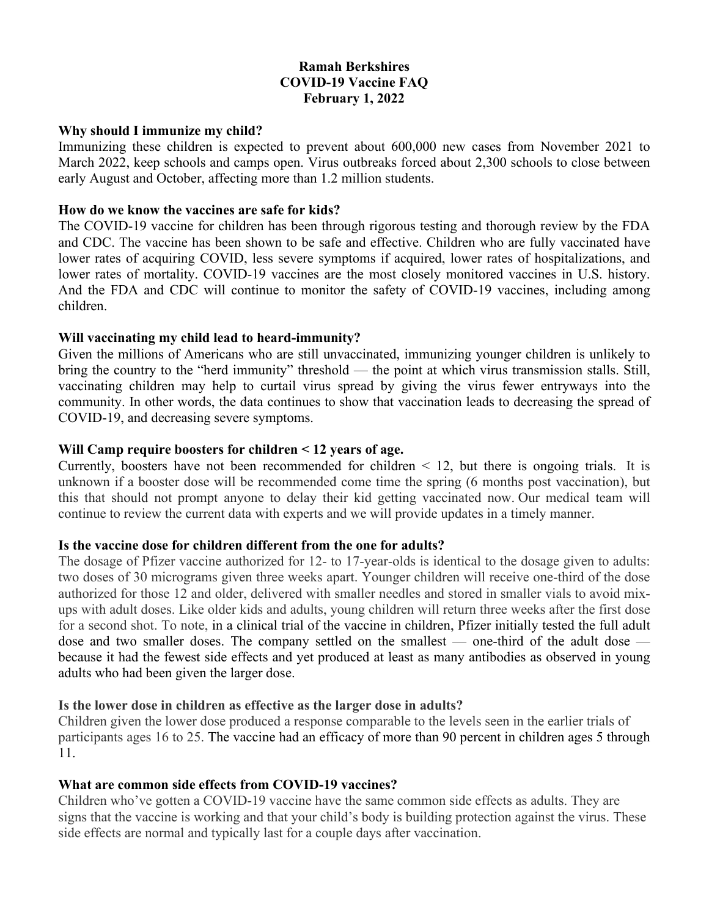**Ramah Berkshires**
**COVID-19 Vaccine FAQ**
**February 1, 2022**

### Why should I immunize my child?

Immunizing these children is expected to prevent about 600,000 new cases from November 2021 to March 2022, keep schools and camps open. Virus outbreaks forced about 2,300 schools to close between early August and October, affecting more than 1.2 million students.

### How do we know the vaccines are safe for kids?

The COVID-19 vaccine for children has been through rigorous testing and thorough review by the FDA and CDC. The vaccine has been shown to be safe and effective. Children who are fully vaccinated have lower rates of acquiring COVID, less severe symptoms if acquired, lower rates of hospitalizations, and lower rates of mortality. COVID-19 vaccines are the most closely monitored vaccines in U.S. history. And the FDA and CDC will continue to monitor the safety of COVID-19 vaccines, including among children.

### Will vaccinating my child lead to heard-immunity?

Given the millions of Americans who are still unvaccinated, immunizing younger children is unlikely to bring the country to the "herd immunity" threshold — the point at which virus transmission stalls. Still, vaccinating children may help to curtail virus spread by giving the virus fewer entryways into the community. In other words, the data continues to show that vaccination leads to decreasing the spread of COVID-19, and decreasing severe symptoms.

### Will Camp require boosters for children < 12 years of age.

Currently, boosters have not been recommended for children < 12, but there is ongoing trials. It is unknown if a booster dose will be recommended come time the spring (6 months post vaccination), but this that should not prompt anyone to delay their kid getting vaccinated now. Our medical team will continue to review the current data with experts and we will provide updates in a timely manner.

### Is the vaccine dose for children different from the one for adults?

The dosage of Pfizer vaccine authorized for 12- to 17-year-olds is identical to the dosage given to adults: two doses of 30 micrograms given three weeks apart. Younger children will receive one-third of the dose authorized for those 12 and older, delivered with smaller needles and stored in smaller vials to avoid mix-ups with adult doses. Like older kids and adults, young children will return three weeks after the first dose for a second shot. To note, in a clinical trial of the vaccine in children, Pfizer initially tested the full adult dose and two smaller doses. The company settled on the smallest — one-third of the adult dose — because it had the fewest side effects and yet produced at least as many antibodies as observed in young adults who had been given the larger dose.

### Is the lower dose in children as effective as the larger dose in adults?

Children given the lower dose produced a response comparable to the levels seen in the earlier trials of participants ages 16 to 25. The vaccine had an efficacy of more than 90 percent in children ages 5 through 11.

### What are common side effects from COVID-19 vaccines?

Children who've gotten a COVID-19 vaccine have the same common side effects as adults. They are signs that the vaccine is working and that your child's body is building protection against the virus. These side effects are normal and typically last for a couple days after vaccination.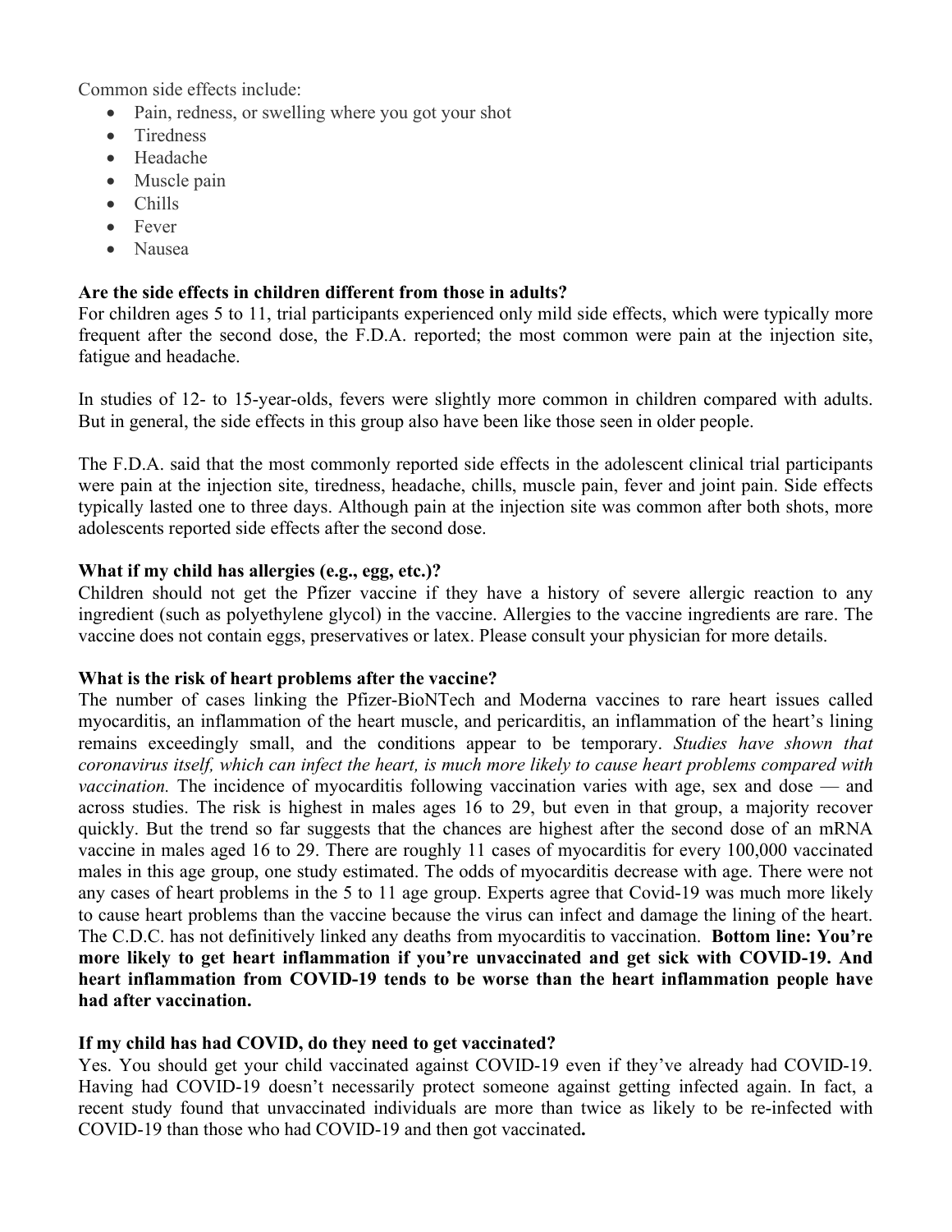Common side effects include:

- Pain, redness, or swelling where you got your shot
- Tiredness
- Headache
- Muscle pain
- Chills
- Fever
- Nausea

**Are the side effects in children different from those in adults?**

For children ages 5 to 11, trial participants experienced only mild side effects, which were typically more frequent after the second dose, the F.D.A. reported; the most common were pain at the injection site, fatigue and headache.

In studies of 12- to 15-year-olds, fevers were slightly more common in children compared with adults. But in general, the side effects in this group also have been like those seen in older people.

The F.D.A. said that the most commonly reported side effects in the adolescent clinical trial participants were pain at the injection site, tiredness, headache, chills, muscle pain, fever and joint pain. Side effects typically lasted one to three days. Although pain at the injection site was common after both shots, more adolescents reported side effects after the second dose.

**What if my child has allergies (e.g., egg, etc.)?**

Children should not get the Pfizer vaccine if they have a history of severe allergic reaction to any ingredient (such as polyethylene glycol) in the vaccine. Allergies to the vaccine ingredients are rare. The vaccine does not contain eggs, preservatives or latex. Please consult your physician for more details.

**What is the risk of heart problems after the vaccine?**

The number of cases linking the Pfizer-BioNTech and Moderna vaccines to rare heart issues called myocarditis, an inflammation of the heart muscle, and pericarditis, an inflammation of the heart's lining remains exceedingly small, and the conditions appear to be temporary. *Studies have shown that coronavirus itself, which can infect the heart, is much more likely to cause heart problems compared with vaccination.* The incidence of myocarditis following vaccination varies with age, sex and dose — and across studies. The risk is highest in males ages 16 to 29, but even in that group, a majority recover quickly. But the trend so far suggests that the chances are highest after the second dose of an mRNA vaccine in males aged 16 to 29. There are roughly 11 cases of myocarditis for every 100,000 vaccinated males in this age group, one study estimated. The odds of myocarditis decrease with age. There were not any cases of heart problems in the 5 to 11 age group. Experts agree that Covid-19 was much more likely to cause heart problems than the vaccine because the virus can infect and damage the lining of the heart. The C.D.C. has not definitively linked any deaths from myocarditis to vaccination. **Bottom line: You're more likely to get heart inflammation if you're unvaccinated and get sick with COVID-19. And heart inflammation from COVID-19 tends to be worse than the heart inflammation people have had after vaccination.**

**If my child has had COVID, do they need to get vaccinated?**

Yes. You should get your child vaccinated against COVID-19 even if they've already had COVID-19. Having had COVID-19 doesn't necessarily protect someone against getting infected again. In fact, a recent study found that unvaccinated individuals are more than twice as likely to be re-infected with COVID-19 than those who had COVID-19 and then got vaccinated**.**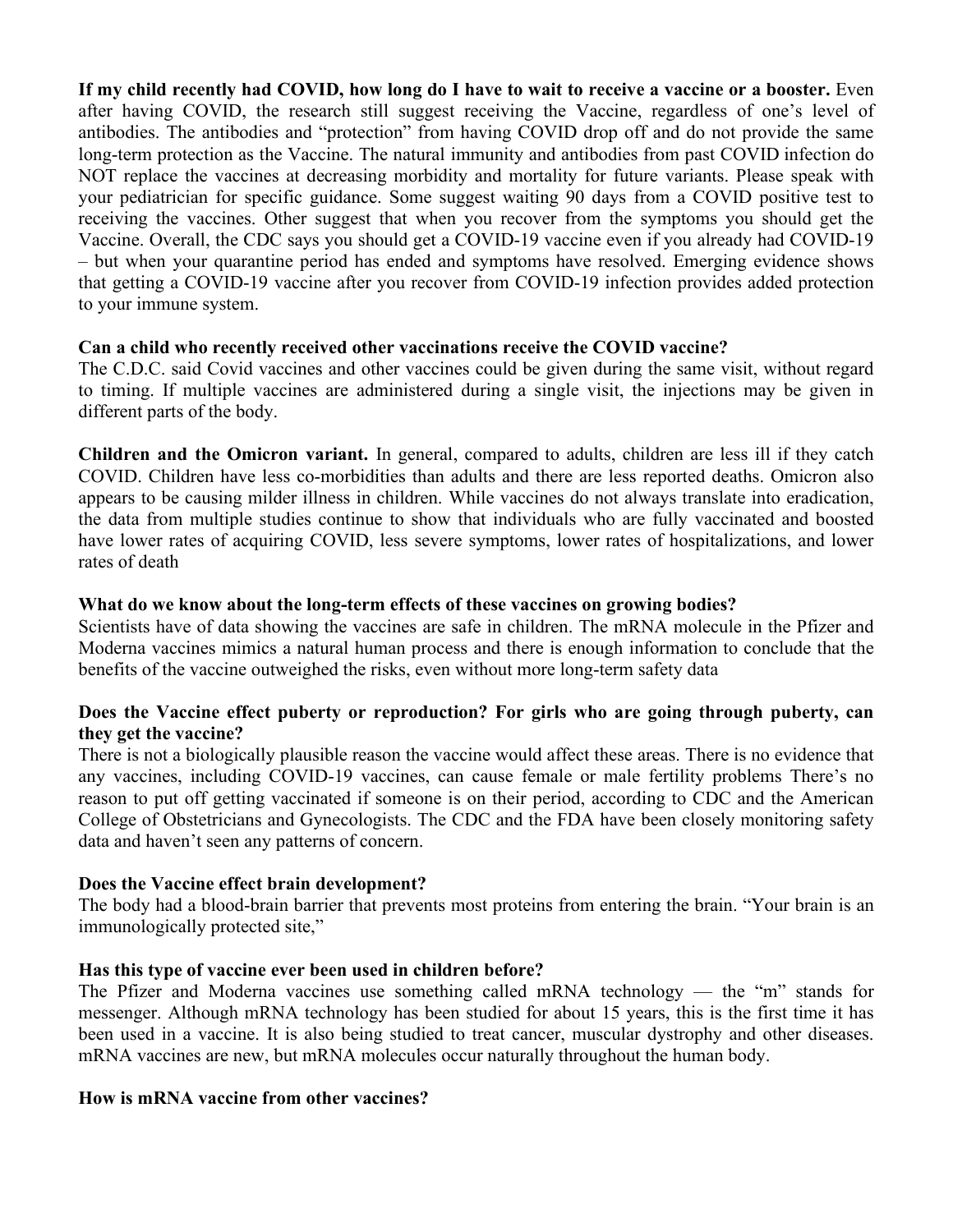**If my child recently had COVID, how long do I have to wait to receive a vaccine or a booster.** Even after having COVID, the research still suggest receiving the Vaccine, regardless of one's level of antibodies. The antibodies and "protection" from having COVID drop off and do not provide the same long-term protection as the Vaccine. The natural immunity and antibodies from past COVID infection do NOT replace the vaccines at decreasing morbidity and mortality for future variants. Please speak with your pediatrician for specific guidance. Some suggest waiting 90 days from a COVID positive test to receiving the vaccines. Other suggest that when you recover from the symptoms you should get the Vaccine. Overall, the CDC says you should get a COVID-19 vaccine even if you already had COVID-19 – but when your quarantine period has ended and symptoms have resolved. Emerging evidence shows that getting a COVID-19 vaccine after you recover from COVID-19 infection provides added protection to your immune system.

**Can a child who recently received other vaccinations receive the COVID vaccine?**
The C.D.C. said Covid vaccines and other vaccines could be given during the same visit, without regard to timing. If multiple vaccines are administered during a single visit, the injections may be given in different parts of the body.

**Children and the Omicron variant.** In general, compared to adults, children are less ill if they catch COVID. Children have less co-morbidities than adults and there are less reported deaths. Omicron also appears to be causing milder illness in children. While vaccines do not always translate into eradication, the data from multiple studies continue to show that individuals who are fully vaccinated and boosted have lower rates of acquiring COVID, less severe symptoms, lower rates of hospitalizations, and lower rates of death

**What do we know about the long-term effects of these vaccines on growing bodies?**
Scientists have of data showing the vaccines are safe in children. The mRNA molecule in the Pfizer and Moderna vaccines mimics a natural human process and there is enough information to conclude that the benefits of the vaccine outweighed the risks, even without more long-term safety data

**Does the Vaccine effect puberty or reproduction? For girls who are going through puberty, can they get the vaccine?**
There is not a biologically plausible reason the vaccine would affect these areas. There is no evidence that any vaccines, including COVID-19 vaccines, can cause female or male fertility problems There's no reason to put off getting vaccinated if someone is on their period, according to CDC and the American College of Obstetricians and Gynecologists. The CDC and the FDA have been closely monitoring safety data and haven't seen any patterns of concern.

**Does the Vaccine effect brain development?**
The body had a blood-brain barrier that prevents most proteins from entering the brain. "Your brain is an immunologically protected site,"

**Has this type of vaccine ever been used in children before?**
The Pfizer and Moderna vaccines use something called mRNA technology — the "m" stands for messenger. Although mRNA technology has been studied for about 15 years, this is the first time it has been used in a vaccine. It is also being studied to treat cancer, muscular dystrophy and other diseases. mRNA vaccines are new, but mRNA molecules occur naturally throughout the human body.

**How is mRNA vaccine from other vaccines?**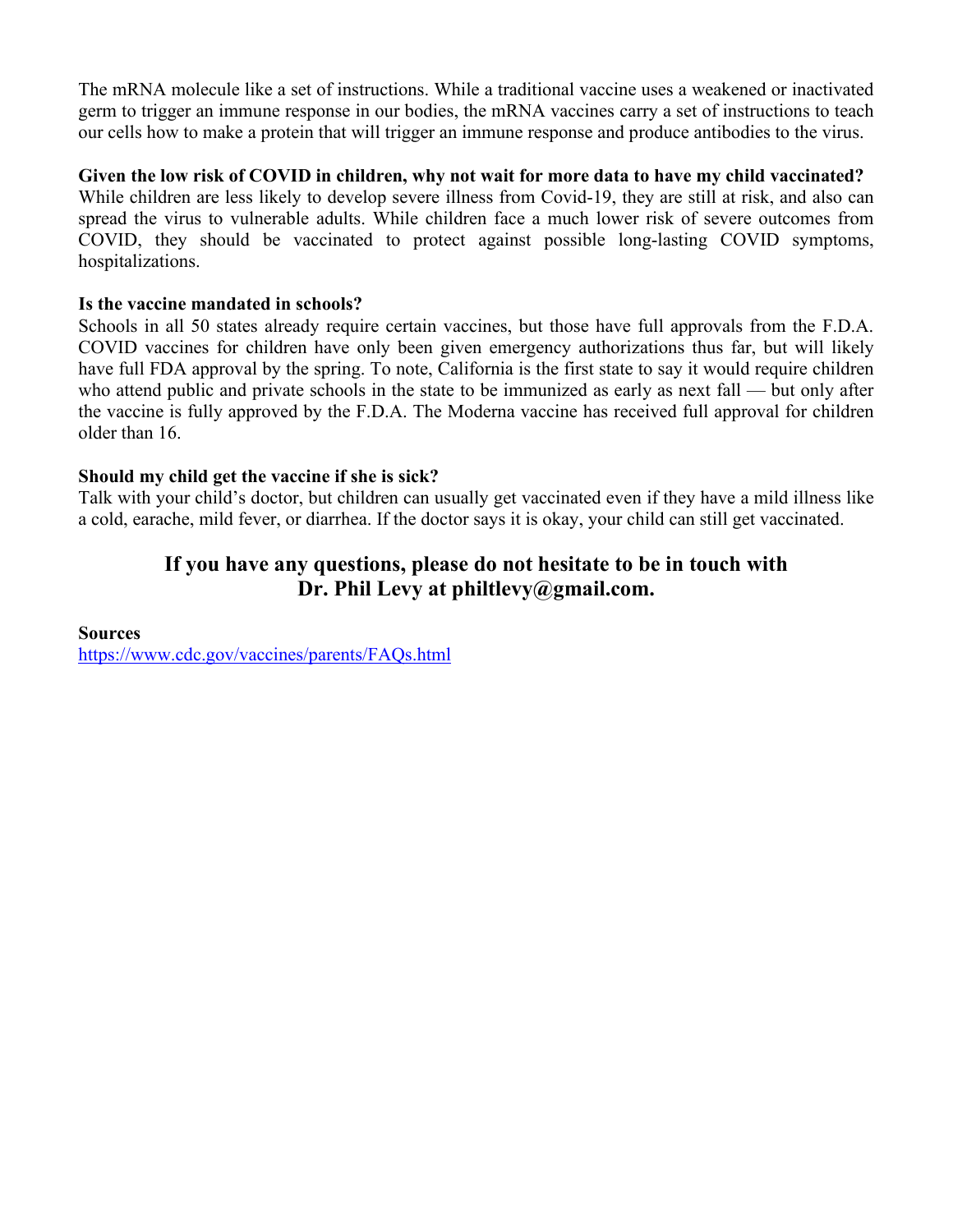The mRNA molecule like a set of instructions. While a traditional vaccine uses a weakened or inactivated germ to trigger an immune response in our bodies, the mRNA vaccines carry a set of instructions to teach our cells how to make a protein that will trigger an immune response and produce antibodies to the virus.

**Given the low risk of COVID in children, why not wait for more data to have my child vaccinated?**
While children are less likely to develop severe illness from Covid-19, they are still at risk, and also can spread the virus to vulnerable adults. While children face a much lower risk of severe outcomes from COVID, they should be vaccinated to protect against possible long-lasting COVID symptoms, hospitalizations.

**Is the vaccine mandated in schools?**
Schools in all 50 states already require certain vaccines, but those have full approvals from the F.D.A. COVID vaccines for children have only been given emergency authorizations thus far, but will likely have full FDA approval by the spring. To note, California is the first state to say it would require children who attend public and private schools in the state to be immunized as early as next fall — but only after the vaccine is fully approved by the F.D.A. The Moderna vaccine has received full approval for children older than 16.

**Should my child get the vaccine if she is sick?**
Talk with your child's doctor, but children can usually get vaccinated even if they have a mild illness like a cold, earache, mild fever, or diarrhea. If the doctor says it is okay, your child can still get vaccinated.

## If you have any questions, please do not hesitate to be in touch with Dr. Phil Levy at philtlevy@gmail.com.

**Sources**
https://www.cdc.gov/vaccines/parents/FAQs.html